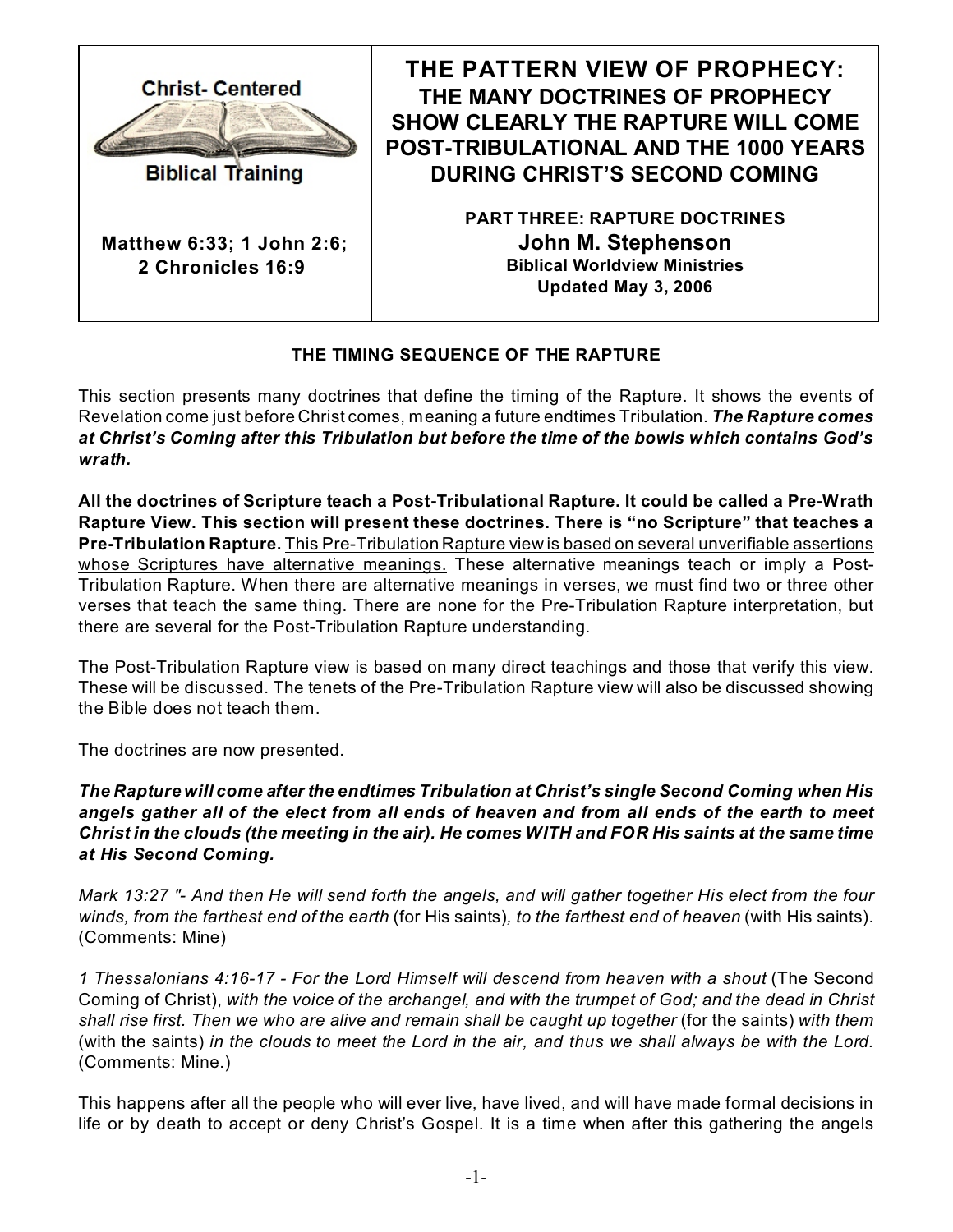Christ- Centered

Biblical Training

**Matthew 6:33; 1 John 2:6; 2 Chronicles 16:9**

# THE PATTERN VIEW OF PROPHECY: THE MANY DOCTRINES OF PROPHECY SHOW CLEARLY THE RAPTURE WILL COME POST-TRIBULATIONAL AND THE 1000 YEARS DURING CHRIST'S SECOND COMING

**PART THREE: RAPTURE DOCTRINES**

**John M. Stephenson**

**Biblical Worldview Ministries**

**Updated May 3, 2006**

## THE TIMING SEQUENCE OF THE RAPTURE

This section presents many doctrines that define the timing of the Rapture. It shows the events of Revelation come just before Christ comes, meaning a future endtimes Tribulation. ***The Rapture comes at Christ's Coming after this Tribulation but before the time of the bowls which contains God's wrath.***

**All the doctrines of Scripture teach a Post-Tribulational Rapture. It could be called a Pre-Wrath Rapture View. This section will present these doctrines. There is "no Scripture" that teaches a Pre-Tribulation Rapture.** <u>This Pre-Tribulation Rapture view is based on several unverifiable assertions whose Scriptures have alternative meanings.</u> These alternative meanings teach or imply a Post-Tribulation Rapture. When there are alternative meanings in verses, we must find two or three other verses that teach the same thing. There are none for the Pre-Tribulation Rapture interpretation, but there are several for the Post-Tribulation Rapture understanding.

The Post-Tribulation Rapture view is based on many direct teachings and those that verify this view. These will be discussed. The tenets of the Pre-Tribulation Rapture view will also be discussed showing the Bible does not teach them.

The doctrines are now presented.

***The Rapture will come after the endtimes Tribulation at Christ's single Second Coming when His angels gather all of the elect from all ends of heaven and from all ends of the earth to meet Christ in the clouds (the meeting in the air). He comes WITH and FOR His saints at the same time at His Second Coming.***

*Mark 13:27 "- And then He will send forth the angels, and will gather together His elect from the four winds, from the farthest end of the earth* (for His saints)*, to the farthest end of heaven* (with His saints). (Comments: Mine)

*1 Thessalonians 4:16-17 - For the Lord Himself will descend from heaven with a shout* (The Second Coming of Christ), *with the voice of the archangel, and with the trumpet of God; and the dead in Christ shall rise first. Then we who are alive and remain shall be caught up together* (for the saints) *with them* (with the saints) *in the clouds to meet the Lord in the air, and thus we shall always be with the Lord.* (Comments: Mine.)

This happens after all the people who will ever live, have lived, and will have made formal decisions in life or by death to accept or deny Christ's Gospel. It is a time when after this gathering the angels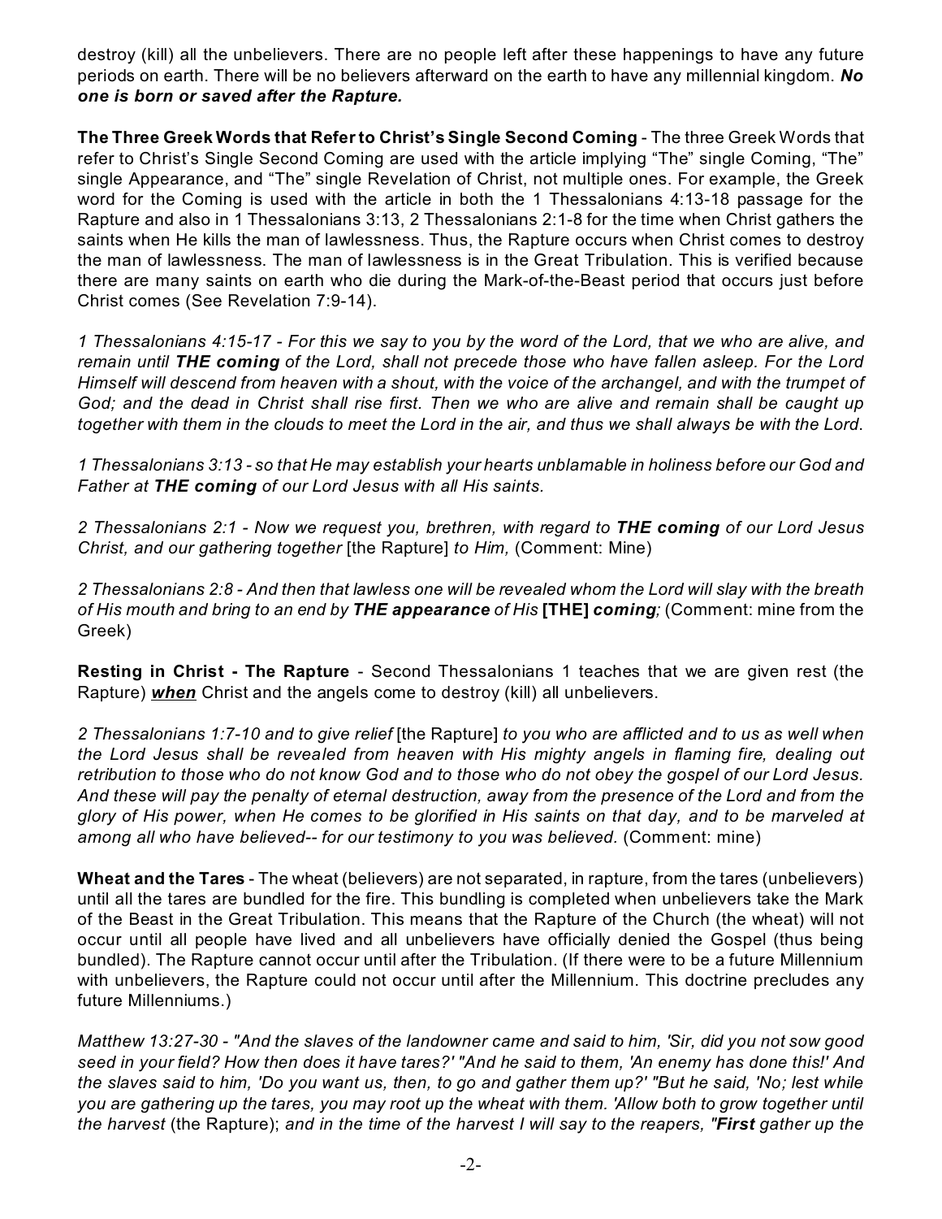destroy (kill) all the unbelievers. There are no people left after these happenings to have any future periods on earth. There will be no believers afterward on the earth to have any millennial kingdom. ***No one is born or saved after the Rapture.***

**The Three Greek Words that Refer to Christ's Single Second Coming** - The three Greek Words that refer to Christ's Single Second Coming are used with the article implying "The" single Coming, "The" single Appearance, and "The" single Revelation of Christ, not multiple ones. For example, the Greek word for the Coming is used with the article in both the 1 Thessalonians 4:13-18 passage for the Rapture and also in 1 Thessalonians 3:13, 2 Thessalonians 2:1-8 for the time when Christ gathers the saints when He kills the man of lawlessness. Thus, the Rapture occurs when Christ comes to destroy the man of lawlessness. The man of lawlessness is in the Great Tribulation. This is verified because there are many saints on earth who die during the Mark-of-the-Beast period that occurs just before Christ comes (See Revelation 7:9-14).

*1 Thessalonians 4:15-17 - For this we say to you by the word of the Lord, that we who are alive, and remain until **THE coming** of the Lord, shall not precede those who have fallen asleep. For the Lord Himself will descend from heaven with a shout, with the voice of the archangel, and with the trumpet of God; and the dead in Christ shall rise first. Then we who are alive and remain shall be caught up together with them in the clouds to meet the Lord in the air, and thus we shall always be with the Lord.*

*1 Thessalonians 3:13 - so that He may establish your hearts unblamable in holiness before our God and Father at **THE coming** of our Lord Jesus with all His saints.*

*2 Thessalonians 2:1 - Now we request you, brethren, with regard to **THE coming** of our Lord Jesus Christ, and our gathering together* [the Rapture] *to Him,* (Comment: Mine)

*2 Thessalonians 2:8 - And then that lawless one will be revealed whom the Lord will slay with the breath of His mouth and bring to an end by **THE appearance** of His* **[THE]** ***coming;*** (Comment: mine from the Greek)

**Resting in Christ - The Rapture** - Second Thessalonians 1 teaches that we are given rest (the Rapture) ***when*** Christ and the angels come to destroy (kill) all unbelievers.

*2 Thessalonians 1:7-10 and to give relief* [the Rapture] *to you who are afflicted and to us as well when the Lord Jesus shall be revealed from heaven with His mighty angels in flaming fire, dealing out retribution to those who do not know God and to those who do not obey the gospel of our Lord Jesus. And these will pay the penalty of eternal destruction, away from the presence of the Lord and from the glory of His power, when He comes to be glorified in His saints on that day, and to be marveled at among all who have believed-- for our testimony to you was believed.* (Comment: mine)

**Wheat and the Tares** - The wheat (believers) are not separated, in rapture, from the tares (unbelievers) until all the tares are bundled for the fire. This bundling is completed when unbelievers take the Mark of the Beast in the Great Tribulation. This means that the Rapture of the Church (the wheat) will not occur until all people have lived and all unbelievers have officially denied the Gospel (thus being bundled). The Rapture cannot occur until after the Tribulation. (If there were to be a future Millennium with unbelievers, the Rapture could not occur until after the Millennium. This doctrine precludes any future Millenniums.)

*Matthew 13:27-30 - "And the slaves of the landowner came and said to him, 'Sir, did you not sow good seed in your field? How then does it have tares?' "And he said to them, 'An enemy has done this!' And the slaves said to him, 'Do you want us, then, to go and gather them up?' "But he said, 'No; lest while you are gathering up the tares, you may root up the wheat with them. 'Allow both to grow together until the harvest* (the Rapture); *and in the time of the harvest I will say to the reapers, "**First** gather up the*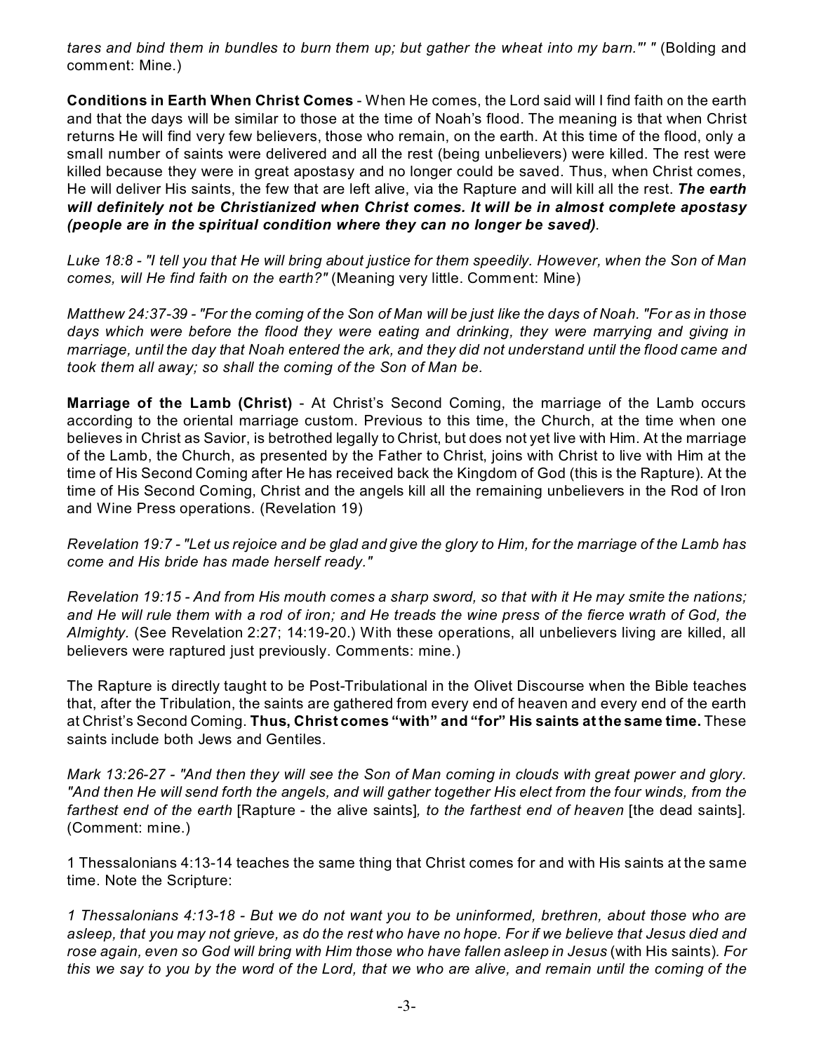*tares and bind them in bundles to burn them up; but gather the wheat into my barn."' "* (Bolding and comment: Mine.)

**Conditions in Earth When Christ Comes** - When He comes, the Lord said will I find faith on the earth and that the days will be similar to those at the time of Noah's flood. The meaning is that when Christ returns He will find very few believers, those who remain, on the earth. At this time of the flood, only a small number of saints were delivered and all the rest (being unbelievers) were killed. The rest were killed because they were in great apostasy and no longer could be saved. Thus, when Christ comes, He will deliver His saints, the few that are left alive, via the Rapture and will kill all the rest. ***The earth will definitely not be Christianized when Christ comes. It will be in almost complete apostasy (people are in the spiritual condition where they can no longer be saved)***.

*Luke 18:8 - "I tell you that He will bring about justice for them speedily. However, when the Son of Man comes, will He find faith on the earth?"* (Meaning very little. Comment: Mine)

*Matthew 24:37-39 - "For the coming of the Son of Man will be just like the days of Noah. "For as in those days which were before the flood they were eating and drinking, they were marrying and giving in marriage, until the day that Noah entered the ark, and they did not understand until the flood came and took them all away; so shall the coming of the Son of Man be.*

**Marriage of the Lamb (Christ)** - At Christ's Second Coming, the marriage of the Lamb occurs according to the oriental marriage custom. Previous to this time, the Church, at the time when one believes in Christ as Savior, is betrothed legally to Christ, but does not yet live with Him. At the marriage of the Lamb, the Church, as presented by the Father to Christ, joins with Christ to live with Him at the time of His Second Coming after He has received back the Kingdom of God (this is the Rapture). At the time of His Second Coming, Christ and the angels kill all the remaining unbelievers in the Rod of Iron and Wine Press operations. (Revelation 19)

*Revelation 19:7 - "Let us rejoice and be glad and give the glory to Him, for the marriage of the Lamb has come and His bride has made herself ready."*

*Revelation 19:15 - And from His mouth comes a sharp sword, so that with it He may smite the nations; and He will rule them with a rod of iron; and He treads the wine press of the fierce wrath of God, the Almighty.* (See Revelation 2:27; 14:19-20.) With these operations, all unbelievers living are killed, all believers were raptured just previously. Comments: mine.)

The Rapture is directly taught to be Post-Tribulational in the Olivet Discourse when the Bible teaches that, after the Tribulation, the saints are gathered from every end of heaven and every end of the earth at Christ's Second Coming. **Thus, Christ comes "with" and "for" His saints at the same time.** These saints include both Jews and Gentiles.

*Mark 13:26-27 - "And then they will see the Son of Man coming in clouds with great power and glory. "And then He will send forth the angels, and will gather together His elect from the four winds, from the farthest end of the earth* [Rapture - the alive saints]*, to the farthest end of heaven* [the dead saints]. (Comment: mine.)

1 Thessalonians 4:13-14 teaches the same thing that Christ comes for and with His saints at the same time. Note the Scripture:

*1 Thessalonians 4:13-18 - But we do not want you to be uninformed, brethren, about those who are asleep, that you may not grieve, as do the rest who have no hope. For if we believe that Jesus died and rose again, even so God will bring with Him those who have fallen asleep in Jesus* (with His saints). *For this we say to you by the word of the Lord, that we who are alive, and remain until the coming of the*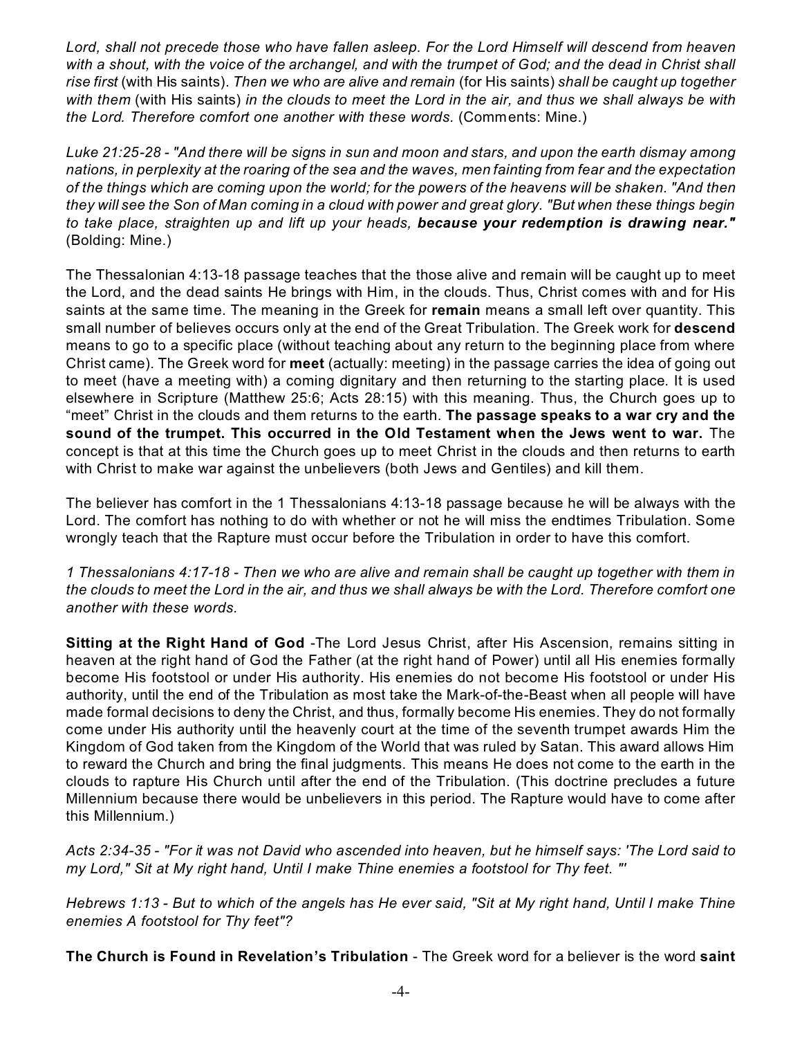*Lord, shall not precede those who have fallen asleep. For the Lord Himself will descend from heaven with a shout, with the voice of the archangel, and with the trumpet of God; and the dead in Christ shall rise first* (with His saints). *Then we who are alive and remain* (for His saints) *shall be caught up together with them* (with His saints) *in the clouds to meet the Lord in the air, and thus we shall always be with the Lord. Therefore comfort one another with these words.* (Comments: Mine.)

*Luke 21:25-28 - "And there will be signs in sun and moon and stars, and upon the earth dismay among nations, in perplexity at the roaring of the sea and the waves, men fainting from fear and the expectation of the things which are coming upon the world; for the powers of the heavens will be shaken. "And then they will see the Son of Man coming in a cloud with power and great glory. "But when these things begin to take place, straighten up and lift up your heads, **because your redemption is drawing near."*** (Bolding: Mine.)

The Thessalonian 4:13-18 passage teaches that the those alive and remain will be caught up to meet the Lord, and the dead saints He brings with Him, in the clouds. Thus, Christ comes with and for His saints at the same time. The meaning in the Greek for **remain** means a small left over quantity. This small number of believes occurs only at the end of the Great Tribulation. The Greek work for **descend** means to go to a specific place (without teaching about any return to the beginning place from where Christ came). The Greek word for **meet** (actually: meeting) in the passage carries the idea of going out to meet (have a meeting with) a coming dignitary and then returning to the starting place. It is used elsewhere in Scripture (Matthew 25:6; Acts 28:15) with this meaning. Thus, the Church goes up to "meet" Christ in the clouds and them returns to the earth. **The passage speaks to a war cry and the sound of the trumpet. This occurred in the Old Testament when the Jews went to war.** The concept is that at this time the Church goes up to meet Christ in the clouds and then returns to earth with Christ to make war against the unbelievers (both Jews and Gentiles) and kill them.

The believer has comfort in the 1 Thessalonians 4:13-18 passage because he will be always with the Lord. The comfort has nothing to do with whether or not he will miss the endtimes Tribulation. Some wrongly teach that the Rapture must occur before the Tribulation in order to have this comfort.

*1 Thessalonians 4:17-18 - Then we who are alive and remain shall be caught up together with them in the clouds to meet the Lord in the air, and thus we shall always be with the Lord. Therefore comfort one another with these words.*

**Sitting at the Right Hand of God** -The Lord Jesus Christ, after His Ascension, remains sitting in heaven at the right hand of God the Father (at the right hand of Power) until all His enemies formally become His footstool or under His authority. His enemies do not become His footstool or under His authority, until the end of the Tribulation as most take the Mark-of-the-Beast when all people will have made formal decisions to deny the Christ, and thus, formally become His enemies. They do not formally come under His authority until the heavenly court at the time of the seventh trumpet awards Him the Kingdom of God taken from the Kingdom of the World that was ruled by Satan. This award allows Him to reward the Church and bring the final judgments. This means He does not come to the earth in the clouds to rapture His Church until after the end of the Tribulation. (This doctrine precludes a future Millennium because there would be unbelievers in this period. The Rapture would have to come after this Millennium.)

*Acts 2:34-35 - "For it was not David who ascended into heaven, but he himself says: 'The Lord said to my Lord," Sit at My right hand, Until I make Thine enemies a footstool for Thy feet. "'*

*Hebrews 1:13 - But to which of the angels has He ever said, "Sit at My right hand, Until I make Thine enemies A footstool for Thy feet"?*

**The Church is Found in Revelation's Tribulation** - The Greek word for a believer is the word **saint**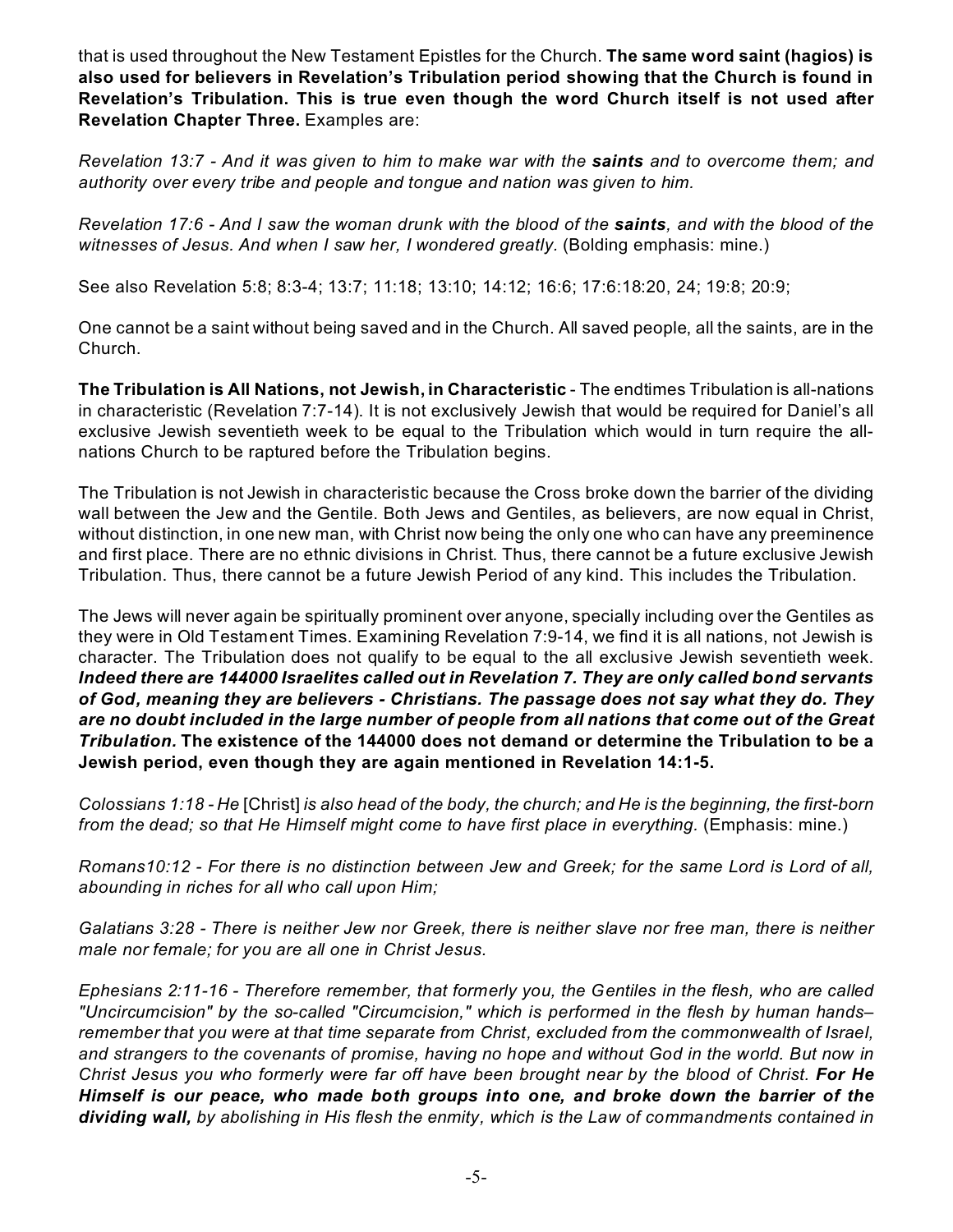that is used throughout the New Testament Epistles for the Church. **The same word saint (hagios) is also used for believers in Revelation's Tribulation period showing that the Church is found in Revelation's Tribulation. This is true even though the word Church itself is not used after Revelation Chapter Three.** Examples are:

*Revelation 13:7 - And it was given to him to make war with the **saints** and to overcome them; and authority over every tribe and people and tongue and nation was given to him.*

*Revelation 17:6 - And I saw the woman drunk with the blood of the **saints**, and with the blood of the witnesses of Jesus. And when I saw her, I wondered greatly.* (Bolding emphasis: mine.)

See also Revelation 5:8; 8:3-4; 13:7; 11:18; 13:10; 14:12; 16:6; 17:6:18:20, 24; 19:8; 20:9;

One cannot be a saint without being saved and in the Church. All saved people, all the saints, are in the Church.

**The Tribulation is All Nations, not Jewish, in Characteristic** - The endtimes Tribulation is all-nations in characteristic (Revelation 7:7-14). It is not exclusively Jewish that would be required for Daniel's all exclusive Jewish seventieth week to be equal to the Tribulation which would in turn require the all-nations Church to be raptured before the Tribulation begins.

The Tribulation is not Jewish in characteristic because the Cross broke down the barrier of the dividing wall between the Jew and the Gentile. Both Jews and Gentiles, as believers, are now equal in Christ, without distinction, in one new man, with Christ now being the only one who can have any preeminence and first place. There are no ethnic divisions in Christ. Thus, there cannot be a future exclusive Jewish Tribulation. Thus, there cannot be a future Jewish Period of any kind. This includes the Tribulation.

The Jews will never again be spiritually prominent over anyone, specially including over the Gentiles as they were in Old Testament Times. Examining Revelation 7:9-14, we find it is all nations, not Jewish is character. The Tribulation does not qualify to be equal to the all exclusive Jewish seventieth week. ***Indeed there are 144000 Israelites called out in Revelation 7. They are only called bond servants of God, meaning they are believers - Christians. The passage does not say what they do. They are no doubt included in the large number of people from all nations that come out of the Great Tribulation.*** **The existence of the 144000 does not demand or determine the Tribulation to be a Jewish period, even though they are again mentioned in Revelation 14:1-5.**

*Colossians 1:18 - He* [Christ] *is also head of the body, the church; and He is the beginning, the first-born from the dead; so that He Himself might come to have first place in everything.* (Emphasis: mine.)

*Romans10:12 - For there is no distinction between Jew and Greek; for the same Lord is Lord of all, abounding in riches for all who call upon Him;*

*Galatians 3:28 - There is neither Jew nor Greek, there is neither slave nor free man, there is neither male nor female; for you are all one in Christ Jesus.*

*Ephesians 2:11-16 - Therefore remember, that formerly you, the Gentiles in the flesh, who are called "Uncircumcision" by the so-called "Circumcision," which is performed in the flesh by human hands– remember that you were at that time separate from Christ, excluded from the commonwealth of Israel, and strangers to the covenants of promise, having no hope and without God in the world. But now in Christ Jesus you who formerly were far off have been brought near by the blood of Christ. **For He Himself is our peace, who made both groups into one, and broke down the barrier of the dividing wall,** by abolishing in His flesh the enmity, which is the Law of commandments contained in*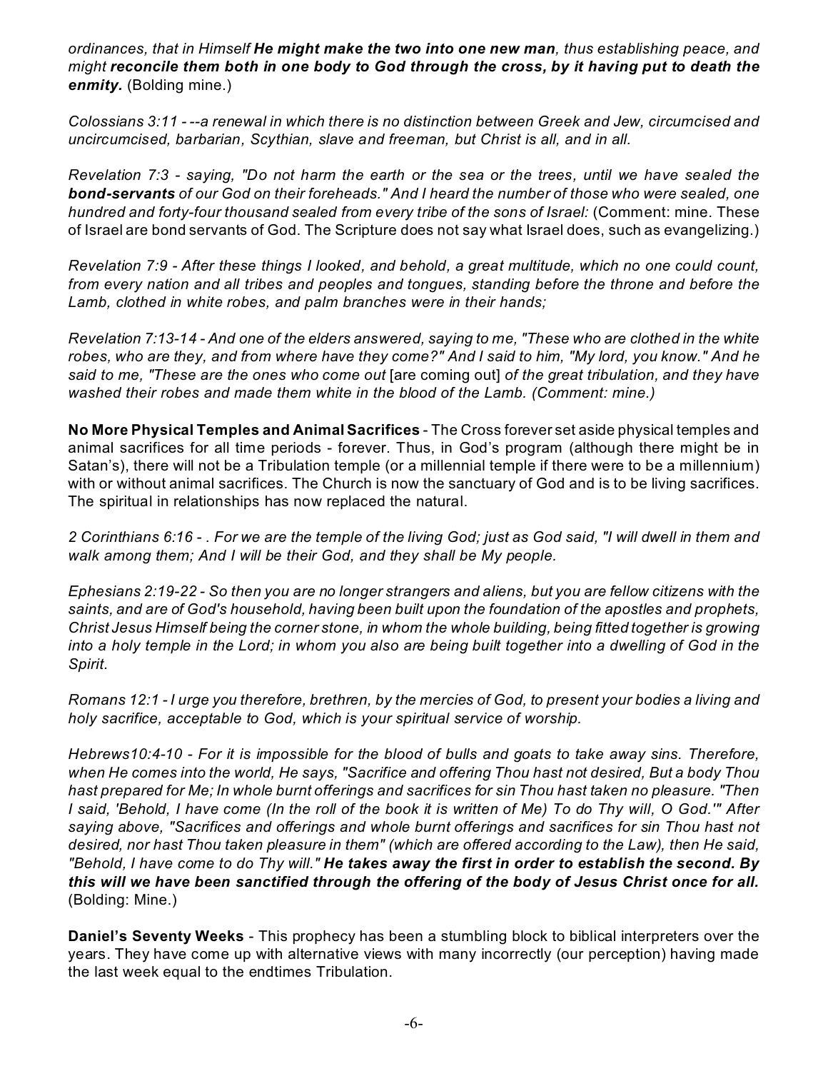*ordinances, that in Himself **He might make the two into one new man**, thus establishing peace, and might **reconcile them both in one body to God through the cross, by it having put to death the enmity.*** (Bolding mine.)

*Colossians 3:11 - --a renewal in which there is no distinction between Greek and Jew, circumcised and uncircumcised, barbarian, Scythian, slave and freeman, but Christ is all, and in all.*

*Revelation 7:3 - saying, "Do not harm the earth or the sea or the trees, until we have sealed the **bond-servants** of our God on their foreheads." And I heard the number of those who were sealed, one hundred and forty-four thousand sealed from every tribe of the sons of Israel:* (Comment: mine. These of Israel are bond servants of God. The Scripture does not say what Israel does, such as evangelizing.)

*Revelation 7:9 - After these things I looked, and behold, a great multitude, which no one could count, from every nation and all tribes and peoples and tongues, standing before the throne and before the Lamb, clothed in white robes, and palm branches were in their hands;*

*Revelation 7:13-14 - And one of the elders answered, saying to me, "These who are clothed in the white robes, who are they, and from where have they come?" And I said to him, "My lord, you know." And he said to me, "These are the ones who come out* [are coming out] *of the great tribulation, and they have washed their robes and made them white in the blood of the Lamb. (Comment: mine.)*

**No More Physical Temples and Animal Sacrifices** - The Cross forever set aside physical temples and animal sacrifices for all time periods - forever. Thus, in God's program (although there might be in Satan's), there will not be a Tribulation temple (or a millennial temple if there were to be a millennium) with or without animal sacrifices. The Church is now the sanctuary of God and is to be living sacrifices. The spiritual in relationships has now replaced the natural.

*2 Corinthians 6:16 - . For we are the temple of the living God; just as God said, "I will dwell in them and walk among them; And I will be their God, and they shall be My people.*

*Ephesians 2:19-22 - So then you are no longer strangers and aliens, but you are fellow citizens with the saints, and are of God's household, having been built upon the foundation of the apostles and prophets, Christ Jesus Himself being the corner stone, in whom the whole building, being fitted together is growing into a holy temple in the Lord; in whom you also are being built together into a dwelling of God in the Spirit.*

*Romans 12:1 - I urge you therefore, brethren, by the mercies of God, to present your bodies a living and holy sacrifice, acceptable to God, which is your spiritual service of worship.*

*Hebrews10:4-10 - For it is impossible for the blood of bulls and goats to take away sins. Therefore, when He comes into the world, He says, "Sacrifice and offering Thou hast not desired, But a body Thou hast prepared for Me; In whole burnt offerings and sacrifices for sin Thou hast taken no pleasure. "Then I said, 'Behold, I have come (In the roll of the book it is written of Me) To do Thy will, O God.'" After saying above, "Sacrifices and offerings and whole burnt offerings and sacrifices for sin Thou hast not desired, nor hast Thou taken pleasure in them" (which are offered according to the Law), then He said, "Behold, I have come to do Thy will." **He takes away the first in order to establish the second. By this will we have been sanctified through the offering of the body of Jesus Christ once for all.*** (Bolding: Mine.)

**Daniel's Seventy Weeks** - This prophecy has been a stumbling block to biblical interpreters over the years. They have come up with alternative views with many incorrectly (our perception) having made the last week equal to the endtimes Tribulation.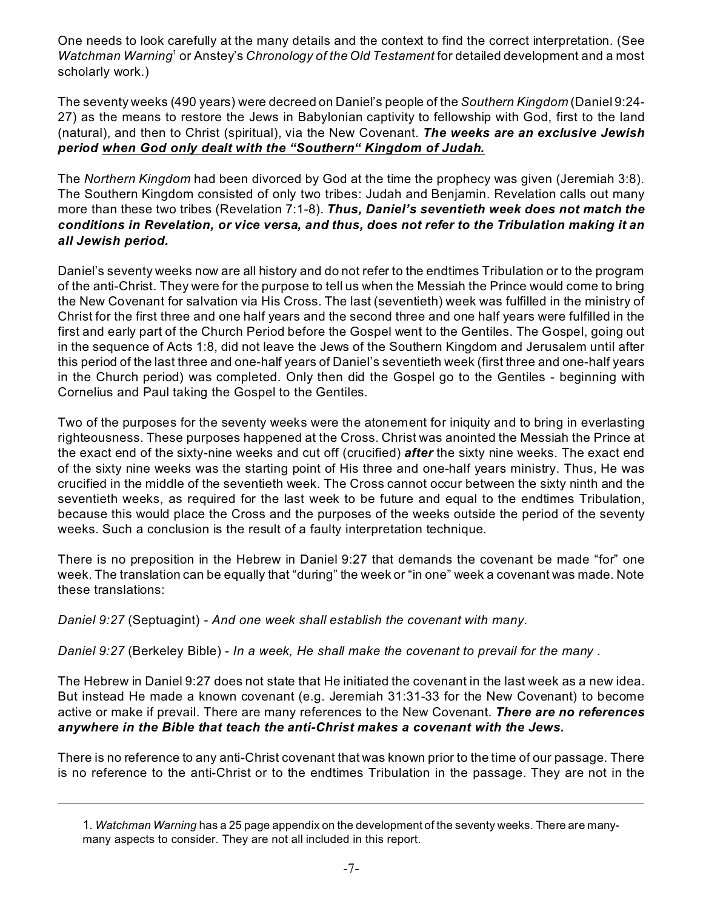One needs to look carefully at the many details and the context to find the correct interpretation. (See *Watchman Warning*[1] or Anstey's *Chronology of the Old Testament* for detailed development and a most scholarly work.)

The seventy weeks (490 years) were decreed on Daniel's people of the *Southern Kingdom* (Daniel 9:24-27) as the means to restore the Jews in Babylonian captivity to fellowship with God, first to the land (natural), and then to Christ (spiritual), via the New Covenant. ***The weeks are an exclusive Jewish period <u>when God only dealt with the "Southern" Kingdom of Judah.</u>***

The *Northern Kingdom* had been divorced by God at the time the prophecy was given (Jeremiah 3:8). The Southern Kingdom consisted of only two tribes: Judah and Benjamin. Revelation calls out many more than these two tribes (Revelation 7:1-8). ***Thus, Daniel's seventieth week does not match the conditions in Revelation, or vice versa, and thus, does not refer to the Tribulation making it an all Jewish period.***

Daniel's seventy weeks now are all history and do not refer to the endtimes Tribulation or to the program of the anti-Christ. They were for the purpose to tell us when the Messiah the Prince would come to bring the New Covenant for salvation via His Cross. The last (seventieth) week was fulfilled in the ministry of Christ for the first three and one half years and the second three and one half years were fulfilled in the first and early part of the Church Period before the Gospel went to the Gentiles. The Gospel, going out in the sequence of Acts 1:8, did not leave the Jews of the Southern Kingdom and Jerusalem until after this period of the last three and one-half years of Daniel's seventieth week (first three and one-half years in the Church period) was completed. Only then did the Gospel go to the Gentiles - beginning with Cornelius and Paul taking the Gospel to the Gentiles.

Two of the purposes for the seventy weeks were the atonement for iniquity and to bring in everlasting righteousness. These purposes happened at the Cross. Christ was anointed the Messiah the Prince at the exact end of the sixty-nine weeks and cut off (crucified) ***after*** the sixty nine weeks. The exact end of the sixty nine weeks was the starting point of His three and one-half years ministry. Thus, He was crucified in the middle of the seventieth week. The Cross cannot occur between the sixty ninth and the seventieth weeks, as required for the last week to be future and equal to the endtimes Tribulation, because this would place the Cross and the purposes of the weeks outside the period of the seventy weeks. Such a conclusion is the result of a faulty interpretation technique.

There is no preposition in the Hebrew in Daniel 9:27 that demands the covenant be made "for" one week. The translation can be equally that "during" the week or "in one" week a covenant was made. Note these translations:

*Daniel 9:27* (Septuagint) - *And one week shall establish the covenant with many.*

*Daniel 9:27* (Berkeley Bible) - *In a week, He shall make the covenant to prevail for the many .*

The Hebrew in Daniel 9:27 does not state that He initiated the covenant in the last week as a new idea. But instead He made a known covenant (e.g. Jeremiah 31:31-33 for the New Covenant) to become active or make if prevail. There are many references to the New Covenant. ***There are no references anywhere in the Bible that teach the anti-Christ makes a covenant with the Jews.***

There is no reference to any anti-Christ covenant that was known prior to the time of our passage. There is no reference to the anti-Christ or to the endtimes Tribulation in the passage. They are not in the

---

1. *Watchman Warning* has a 25 page appendix on the development of the seventy weeks. There are many-many aspects to consider. They are not all included in this report.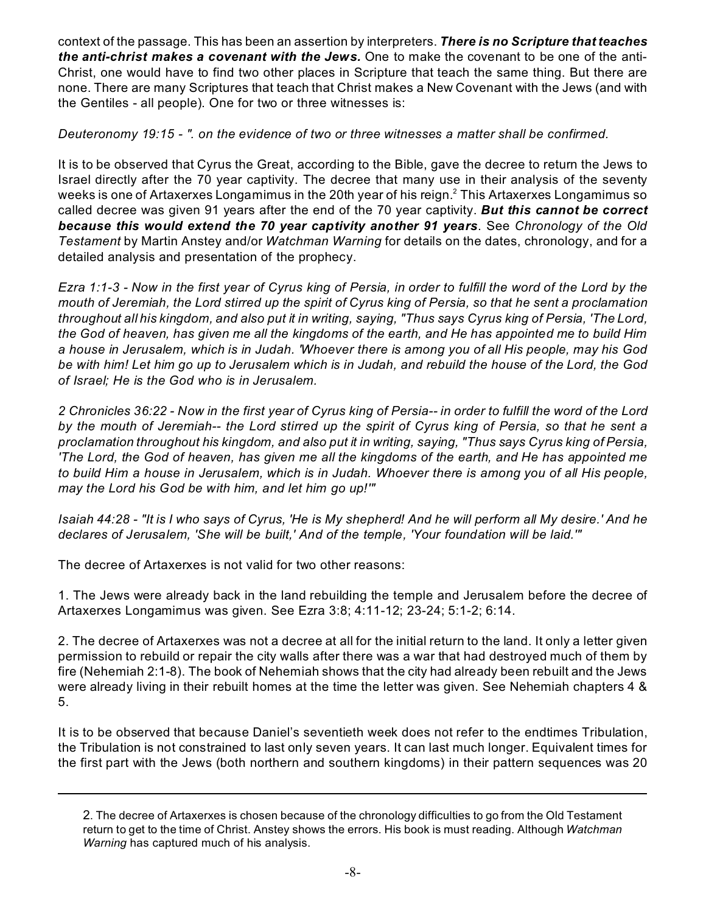context of the passage. This has been an assertion by interpreters. ***There is no Scripture that teaches the anti-christ makes a covenant with the Jews.*** One to make the covenant to be one of the anti-Christ, one would have to find two other places in Scripture that teach the same thing. But there are none. There are many Scriptures that teach that Christ makes a New Covenant with the Jews (and with the Gentiles - all people). One for two or three witnesses is:

*Deuteronomy 19:15 - ". on the evidence of two or three witnesses a matter shall be confirmed.*

It is to be observed that Cyrus the Great, according to the Bible, gave the decree to return the Jews to Israel directly after the 70 year captivity. The decree that many use in their analysis of the seventy weeks is one of Artaxerxes Longamimus in the 20th year of his reign.[2] This Artaxerxes Longamimus so called decree was given 91 years after the end of the 70 year captivity. ***But this cannot be correct because this would extend the 70 year captivity another 91 years***. See *Chronology of the Old Testament* by Martin Anstey and/or *Watchman Warning* for details on the dates, chronology, and for a detailed analysis and presentation of the prophecy.

*Ezra 1:1-3 - Now in the first year of Cyrus king of Persia, in order to fulfill the word of the Lord by the mouth of Jeremiah, the Lord stirred up the spirit of Cyrus king of Persia, so that he sent a proclamation throughout all his kingdom, and also put it in writing, saying, "Thus says Cyrus king of Persia, 'The Lord, the God of heaven, has given me all the kingdoms of the earth, and He has appointed me to build Him a house in Jerusalem, which is in Judah. 'Whoever there is among you of all His people, may his God be with him! Let him go up to Jerusalem which is in Judah, and rebuild the house of the Lord, the God of Israel; He is the God who is in Jerusalem.*

*2 Chronicles 36:22 - Now in the first year of Cyrus king of Persia-- in order to fulfill the word of the Lord by the mouth of Jeremiah-- the Lord stirred up the spirit of Cyrus king of Persia, so that he sent a proclamation throughout his kingdom, and also put it in writing, saying, "Thus says Cyrus king of Persia, 'The Lord, the God of heaven, has given me all the kingdoms of the earth, and He has appointed me to build Him a house in Jerusalem, which is in Judah. Whoever there is among you of all His people, may the Lord his God be with him, and let him go up!'"*

*Isaiah 44:28 - "It is I who says of Cyrus, 'He is My shepherd! And he will perform all My desire.' And he declares of Jerusalem, 'She will be built,' And of the temple, 'Your foundation will be laid.'"*

The decree of Artaxerxes is not valid for two other reasons:

1. The Jews were already back in the land rebuilding the temple and Jerusalem before the decree of Artaxerxes Longamimus was given. See Ezra 3:8; 4:11-12; 23-24; 5:1-2; 6:14.

2. The decree of Artaxerxes was not a decree at all for the initial return to the land. It only a letter given permission to rebuild or repair the city walls after there was a war that had destroyed much of them by fire (Nehemiah 2:1-8). The book of Nehemiah shows that the city had already been rebuilt and the Jews were already living in their rebuilt homes at the time the letter was given. See Nehemiah chapters 4 & 5.

It is to be observed that because Daniel's seventieth week does not refer to the endtimes Tribulation, the Tribulation is not constrained to last only seven years. It can last much longer. Equivalent times for the first part with the Jews (both northern and southern kingdoms) in their pattern sequences was 20

---

2. The decree of Artaxerxes is chosen because of the chronology difficulties to go from the Old Testament return to get to the time of Christ. Anstey shows the errors. His book is must reading. Although *Watchman Warning* has captured much of his analysis.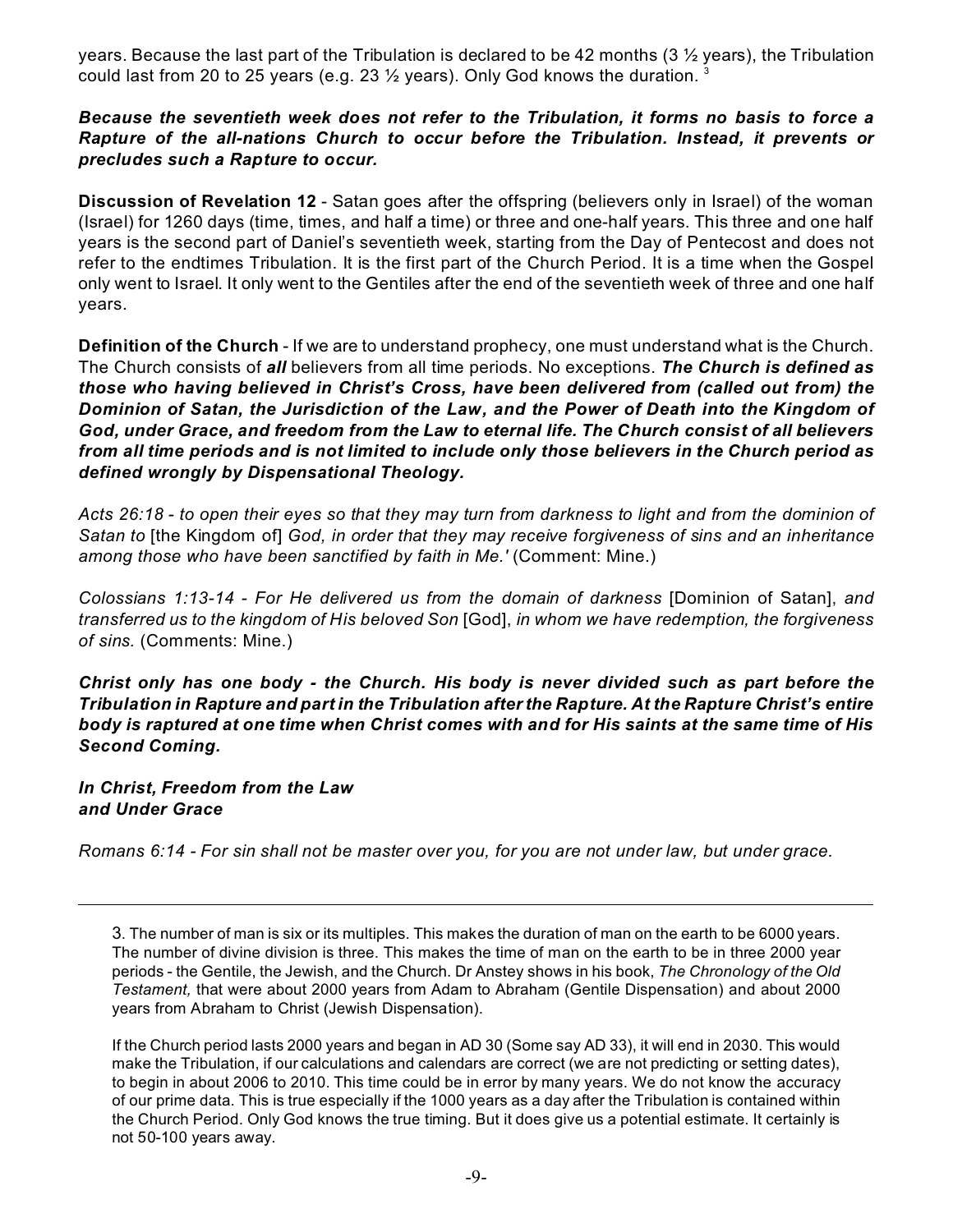years. Because the last part of the Tribulation is declared to be 42 months (3 ½ years), the Tribulation could last from 20 to 25 years (e.g. 23 ½ years). Only God knows the duration. [3]

***Because the seventieth week does not refer to the Tribulation, it forms no basis to force a Rapture of the all-nations Church to occur before the Tribulation. Instead, it prevents or precludes such a Rapture to occur.***

**Discussion of Revelation 12** - Satan goes after the offspring (believers only in Israel) of the woman (Israel) for 1260 days (time, times, and half a time) or three and one-half years. This three and one half years is the second part of Daniel's seventieth week, starting from the Day of Pentecost and does not refer to the endtimes Tribulation. It is the first part of the Church Period. It is a time when the Gospel only went to Israel. It only went to the Gentiles after the end of the seventieth week of three and one half years.

**Definition of the Church** - If we are to understand prophecy, one must understand what is the Church. The Church consists of ***all*** believers from all time periods. No exceptions. ***The Church is defined as those who having believed in Christ's Cross, have been delivered from (called out from) the Dominion of Satan, the Jurisdiction of the Law, and the Power of Death into the Kingdom of God, under Grace, and freedom from the Law to eternal life. The Church consist of all believers from all time periods and is not limited to include only those believers in the Church period as defined wrongly by Dispensational Theology.***

*Acts 26:18 - to open their eyes so that they may turn from darkness to light and from the dominion of Satan to* [the Kingdom of] *God, in order that they may receive forgiveness of sins and an inheritance among those who have been sanctified by faith in Me.'* (Comment: Mine.)

*Colossians 1:13-14 - For He delivered us from the domain of darkness* [Dominion of Satan], *and transferred us to the kingdom of His beloved Son* [God], *in whom we have redemption, the forgiveness of sins.* (Comments: Mine.)

***Christ only has one body - the Church. His body is never divided such as part before the Tribulation in Rapture and part in the Tribulation after the Rapture. At the Rapture Christ's entire body is raptured at one time when Christ comes with and for His saints at the same time of His Second Coming.***

***In Christ, Freedom from the Law and Under Grace***

*Romans 6:14 - For sin shall not be master over you, for you are not under law, but under grace.*

---

3. The number of man is six or its multiples. This makes the duration of man on the earth to be 6000 years. The number of divine division is three. This makes the time of man on the earth to be in three 2000 year periods - the Gentile, the Jewish, and the Church. Dr Anstey shows in his book, *The Chronology of the Old Testament,* that were about 2000 years from Adam to Abraham (Gentile Dispensation) and about 2000 years from Abraham to Christ (Jewish Dispensation).

If the Church period lasts 2000 years and began in AD 30 (Some say AD 33), it will end in 2030. This would make the Tribulation, if our calculations and calendars are correct (we are not predicting or setting dates), to begin in about 2006 to 2010. This time could be in error by many years. We do not know the accuracy of our prime data. This is true especially if the 1000 years as a day after the Tribulation is contained within the Church Period. Only God knows the true timing. But it does give us a potential estimate. It certainly is not 50-100 years away.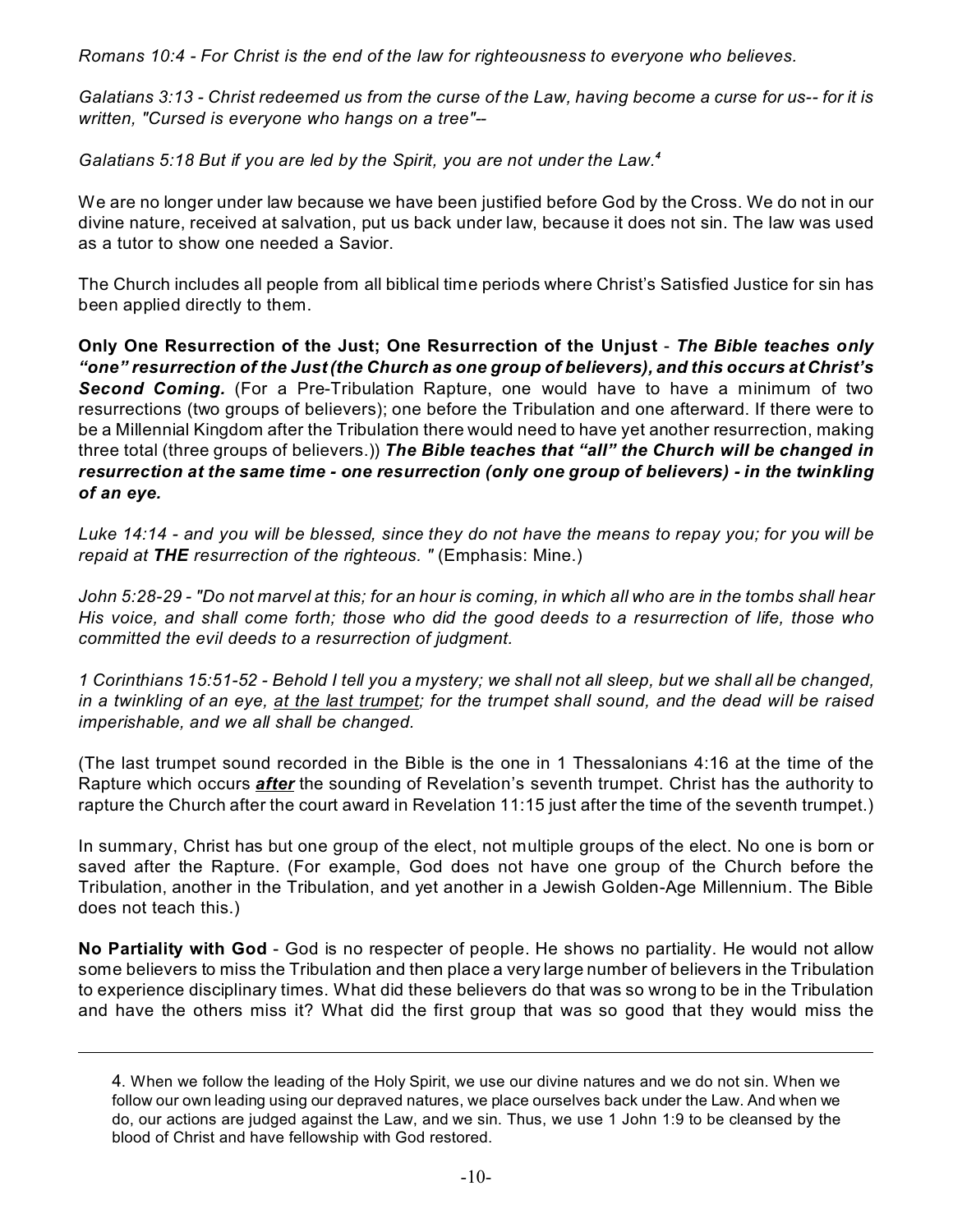*Romans 10:4 - For Christ is the end of the law for righteousness to everyone who believes.*

*Galatians 3:13 - Christ redeemed us from the curse of the Law, having become a curse for us-- for it is written, "Cursed is everyone who hangs on a tree"--*

*Galatians 5:18 But if you are led by the Spirit, you are not under the Law.*[4]

We are no longer under law because we have been justified before God by the Cross. We do not in our divine nature, received at salvation, put us back under law, because it does not sin. The law was used as a tutor to show one needed a Savior.

The Church includes all people from all biblical time periods where Christ's Satisfied Justice for sin has been applied directly to them.

**Only One Resurrection of the Just; One Resurrection of the Unjust** - ***The Bible teaches only "one" resurrection of the Just (the Church as one group of believers), and this occurs at Christ's Second Coming.*** (For a Pre-Tribulation Rapture, one would have to have a minimum of two resurrections (two groups of believers); one before the Tribulation and one afterward. If there were to be a Millennial Kingdom after the Tribulation there would need to have yet another resurrection, making three total (three groups of believers.)) ***The Bible teaches that "all" the Church will be changed in resurrection at the same time - one resurrection (only one group of believers) - in the twinkling of an eye.***

*Luke 14:14 - and you will be blessed, since they do not have the means to repay you; for you will be repaid at **THE** resurrection of the righteous. "* (Emphasis: Mine.)

*John 5:28-29 - "Do not marvel at this; for an hour is coming, in which all who are in the tombs shall hear His voice, and shall come forth; those who did the good deeds to a resurrection of life, those who committed the evil deeds to a resurrection of judgment.*

*1 Corinthians 15:51-52 - Behold I tell you a mystery; we shall not all sleep, but we shall all be changed, in a twinkling of an eye, <u>at the last trumpet</u>; for the trumpet shall sound, and the dead will be raised imperishable, and we all shall be changed.*

(The last trumpet sound recorded in the Bible is the one in 1 Thessalonians 4:16 at the time of the Rapture which occurs ***<u>after</u>*** the sounding of Revelation's seventh trumpet. Christ has the authority to rapture the Church after the court award in Revelation 11:15 just after the time of the seventh trumpet.)

In summary, Christ has but one group of the elect, not multiple groups of the elect. No one is born or saved after the Rapture. (For example, God does not have one group of the Church before the Tribulation, another in the Tribulation, and yet another in a Jewish Golden-Age Millennium. The Bible does not teach this.)

**No Partiality with God** - God is no respecter of people. He shows no partiality. He would not allow some believers to miss the Tribulation and then place a very large number of believers in the Tribulation to experience disciplinary times. What did these believers do that was so wrong to be in the Tribulation and have the others miss it? What did the first group that was so good that they would miss the

---

4. When we follow the leading of the Holy Spirit, we use our divine natures and we do not sin. When we follow our own leading using our depraved natures, we place ourselves back under the Law. And when we do, our actions are judged against the Law, and we sin. Thus, we use 1 John 1:9 to be cleansed by the blood of Christ and have fellowship with God restored.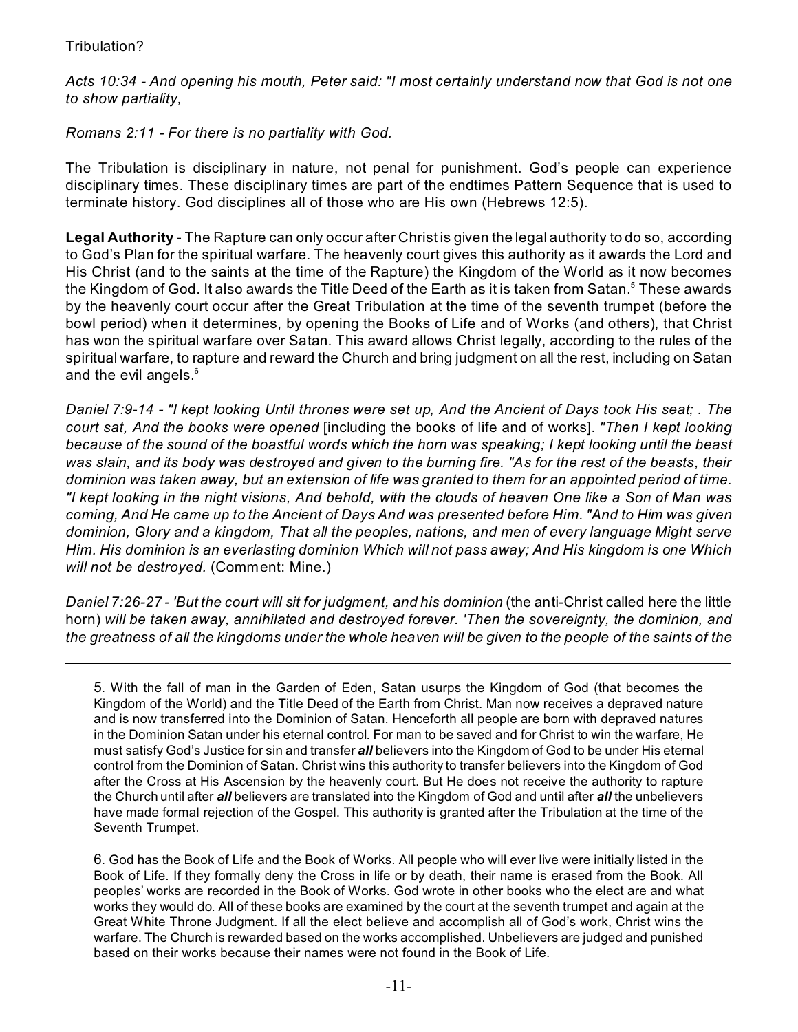Tribulation?

*Acts 10:34 - And opening his mouth, Peter said: "I most certainly understand now that God is not one to show partiality,*

*Romans 2:11 - For there is no partiality with God.*

The Tribulation is disciplinary in nature, not penal for punishment. God's people can experience disciplinary times. These disciplinary times are part of the endtimes Pattern Sequence that is used to terminate history. God disciplines all of those who are His own (Hebrews 12:5).

**Legal Authority** - The Rapture can only occur after Christ is given the legal authority to do so, according to God's Plan for the spiritual warfare. The heavenly court gives this authority as it awards the Lord and His Christ (and to the saints at the time of the Rapture) the Kingdom of the World as it now becomes the Kingdom of God. It also awards the Title Deed of the Earth as it is taken from Satan.[5] These awards by the heavenly court occur after the Great Tribulation at the time of the seventh trumpet (before the bowl period) when it determines, by opening the Books of Life and of Works (and others), that Christ has won the spiritual warfare over Satan. This award allows Christ legally, according to the rules of the spiritual warfare, to rapture and reward the Church and bring judgment on all the rest, including on Satan and the evil angels.[6]

*Daniel 7:9-14 - "I kept looking Until thrones were set up, And the Ancient of Days took His seat; . The court sat, And the books were opened* [including the books of life and of works]. *"Then I kept looking because of the sound of the boastful words which the horn was speaking; I kept looking until the beast was slain, and its body was destroyed and given to the burning fire. "As for the rest of the beasts, their dominion was taken away, but an extension of life was granted to them for an appointed period of time. "I kept looking in the night visions, And behold, with the clouds of heaven One like a Son of Man was coming, And He came up to the Ancient of Days And was presented before Him. "And to Him was given dominion, Glory and a kingdom, That all the peoples, nations, and men of every language Might serve Him. His dominion is an everlasting dominion Which will not pass away; And His kingdom is one Which will not be destroyed.* (Comment: Mine.)

*Daniel 7:26-27 - 'But the court will sit for judgment, and his dominion* (the anti-Christ called here the little horn) *will be taken away, annihilated and destroyed forever. 'Then the sovereignty, the dominion, and the greatness of all the kingdoms under the whole heaven will be given to the people of the saints of the*

---

5. With the fall of man in the Garden of Eden, Satan usurps the Kingdom of God (that becomes the Kingdom of the World) and the Title Deed of the Earth from Christ. Man now receives a depraved nature and is now transferred into the Dominion of Satan. Henceforth all people are born with depraved natures in the Dominion Satan under his eternal control. For man to be saved and for Christ to win the warfare, He must satisfy God's Justice for sin and transfer ***all*** believers into the Kingdom of God to be under His eternal control from the Dominion of Satan. Christ wins this authority to transfer believers into the Kingdom of God after the Cross at His Ascension by the heavenly court. But He does not receive the authority to rapture the Church until after ***all*** believers are translated into the Kingdom of God and until after ***all*** the unbelievers have made formal rejection of the Gospel. This authority is granted after the Tribulation at the time of the Seventh Trumpet.

6. God has the Book of Life and the Book of Works. All people who will ever live were initially listed in the Book of Life. If they formally deny the Cross in life or by death, their name is erased from the Book. All peoples' works are recorded in the Book of Works. God wrote in other books who the elect are and what works they would do. All of these books are examined by the court at the seventh trumpet and again at the Great White Throne Judgment. If all the elect believe and accomplish all of God's work, Christ wins the warfare. The Church is rewarded based on the works accomplished. Unbelievers are judged and punished based on their works because their names were not found in the Book of Life.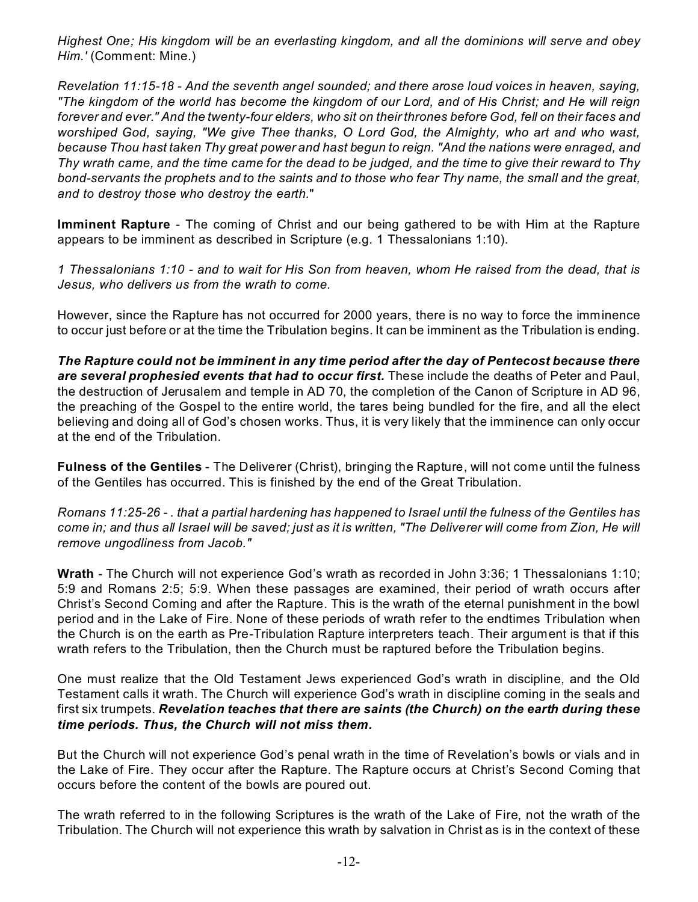*Highest One; His kingdom will be an everlasting kingdom, and all the dominions will serve and obey Him.'* (Comment: Mine.)

*Revelation 11:15-18 - And the seventh angel sounded; and there arose loud voices in heaven, saying, "The kingdom of the world has become the kingdom of our Lord, and of His Christ; and He will reign forever and ever." And the twenty-four elders, who sit on their thrones before God, fell on their faces and worshiped God, saying, "We give Thee thanks, O Lord God, the Almighty, who art and who wast, because Thou hast taken Thy great power and hast begun to reign. "And the nations were enraged, and Thy wrath came, and the time came for the dead to be judged, and the time to give their reward to Thy bond-servants the prophets and to the saints and to those who fear Thy name, the small and the great, and to destroy those who destroy the earth."*

**Imminent Rapture** - The coming of Christ and our being gathered to be with Him at the Rapture appears to be imminent as described in Scripture (e.g. 1 Thessalonians 1:10).

*1 Thessalonians 1:10 - and to wait for His Son from heaven, whom He raised from the dead, that is Jesus, who delivers us from the wrath to come.*

However, since the Rapture has not occurred for 2000 years, there is no way to force the imminence to occur just before or at the time the Tribulation begins. It can be imminent as the Tribulation is ending.

***The Rapture could not be imminent in any time period after the day of Pentecost because there are several prophesied events that had to occur first.*** These include the deaths of Peter and Paul, the destruction of Jerusalem and temple in AD 70, the completion of the Canon of Scripture in AD 96, the preaching of the Gospel to the entire world, the tares being bundled for the fire, and all the elect believing and doing all of God's chosen works. Thus, it is very likely that the imminence can only occur at the end of the Tribulation.

**Fulness of the Gentiles** - The Deliverer (Christ), bringing the Rapture, will not come until the fulness of the Gentiles has occurred. This is finished by the end of the Great Tribulation.

*Romans 11:25-26 - . that a partial hardening has happened to Israel until the fulness of the Gentiles has come in; and thus all Israel will be saved; just as it is written, "The Deliverer will come from Zion, He will remove ungodliness from Jacob."*

**Wrath** - The Church will not experience God's wrath as recorded in John 3:36; 1 Thessalonians 1:10; 5:9 and Romans 2:5; 5:9. When these passages are examined, their period of wrath occurs after Christ's Second Coming and after the Rapture. This is the wrath of the eternal punishment in the bowl period and in the Lake of Fire. None of these periods of wrath refer to the endtimes Tribulation when the Church is on the earth as Pre-Tribulation Rapture interpreters teach. Their argument is that if this wrath refers to the Tribulation, then the Church must be raptured before the Tribulation begins.

One must realize that the Old Testament Jews experienced God's wrath in discipline, and the Old Testament calls it wrath. The Church will experience God's wrath in discipline coming in the seals and first six trumpets. ***Revelation teaches that there are saints (the Church) on the earth during these time periods. Thus, the Church will not miss them.***

But the Church will not experience God's penal wrath in the time of Revelation's bowls or vials and in the Lake of Fire. They occur after the Rapture. The Rapture occurs at Christ's Second Coming that occurs before the content of the bowls are poured out.

The wrath referred to in the following Scriptures is the wrath of the Lake of Fire, not the wrath of the Tribulation. The Church will not experience this wrath by salvation in Christ as is in the context of these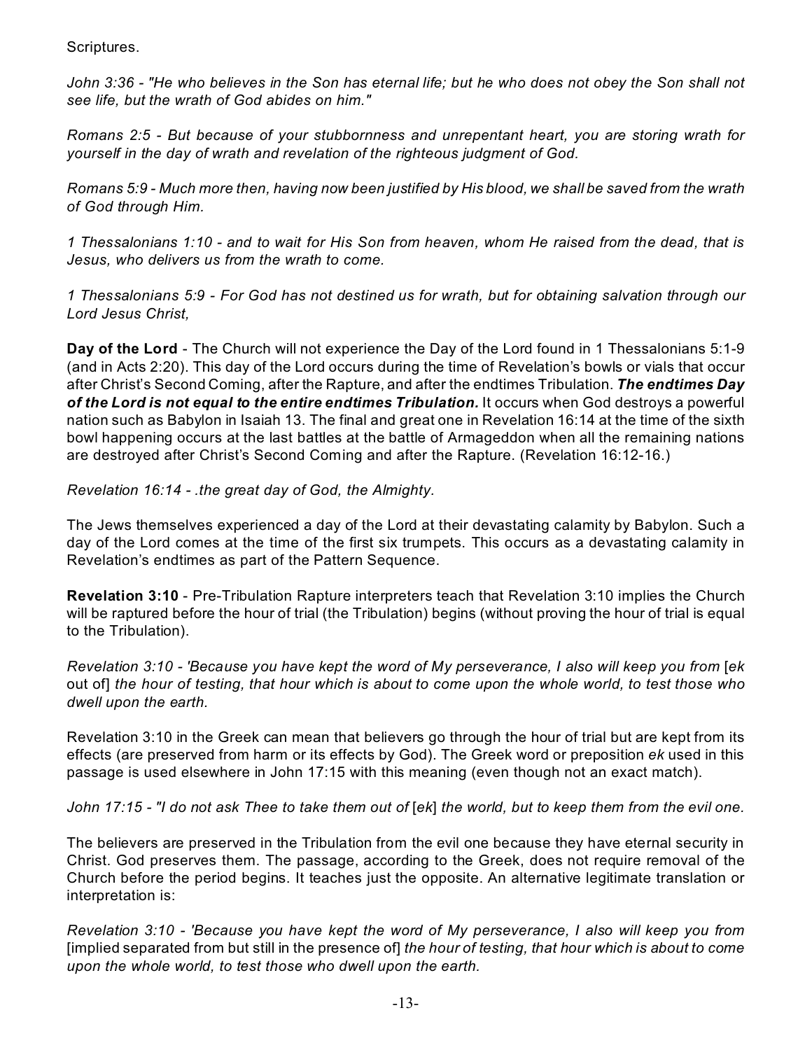Scriptures.

*John 3:36 - "He who believes in the Son has eternal life; but he who does not obey the Son shall not see life, but the wrath of God abides on him."*

*Romans 2:5 - But because of your stubbornness and unrepentant heart, you are storing wrath for yourself in the day of wrath and revelation of the righteous judgment of God.*

*Romans 5:9 - Much more then, having now been justified by His blood, we shall be saved from the wrath of God through Him.*

*1 Thessalonians 1:10 - and to wait for His Son from heaven, whom He raised from the dead, that is Jesus, who delivers us from the wrath to come.*

*1 Thessalonians 5:9 - For God has not destined us for wrath, but for obtaining salvation through our Lord Jesus Christ,*

**Day of the Lord** - The Church will not experience the Day of the Lord found in 1 Thessalonians 5:1-9 (and in Acts 2:20). This day of the Lord occurs during the time of Revelation's bowls or vials that occur after Christ's Second Coming, after the Rapture, and after the endtimes Tribulation. ***The endtimes Day of the Lord is not equal to the entire endtimes Tribulation.*** It occurs when God destroys a powerful nation such as Babylon in Isaiah 13. The final and great one in Revelation 16:14 at the time of the sixth bowl happening occurs at the last battles at the battle of Armageddon when all the remaining nations are destroyed after Christ's Second Coming and after the Rapture. (Revelation 16:12-16.)

*Revelation 16:14 - .the great day of God, the Almighty.*

The Jews themselves experienced a day of the Lord at their devastating calamity by Babylon. Such a day of the Lord comes at the time of the first six trumpets. This occurs as a devastating calamity in Revelation's endtimes as part of the Pattern Sequence.

**Revelation 3:10** - Pre-Tribulation Rapture interpreters teach that Revelation 3:10 implies the Church will be raptured before the hour of trial (the Tribulation) begins (without proving the hour of trial is equal to the Tribulation).

*Revelation 3:10 - 'Because you have kept the word of My perseverance, I also will keep you from* [*ek* out of] *the hour of testing, that hour which is about to come upon the whole world, to test those who dwell upon the earth.*

Revelation 3:10 in the Greek can mean that believers go through the hour of trial but are kept from its effects (are preserved from harm or its effects by God). The Greek word or preposition *ek* used in this passage is used elsewhere in John 17:15 with this meaning (even though not an exact match).

*John 17:15 - "I do not ask Thee to take them out of* [*ek*] *the world, but to keep them from the evil one.*

The believers are preserved in the Tribulation from the evil one because they have eternal security in Christ. God preserves them. The passage, according to the Greek, does not require removal of the Church before the period begins. It teaches just the opposite. An alternative legitimate translation or interpretation is:

*Revelation 3:10 - 'Because you have kept the word of My perseverance, I also will keep you from* [implied separated from but still in the presence of] *the hour of testing, that hour which is about to come upon the whole world, to test those who dwell upon the earth.*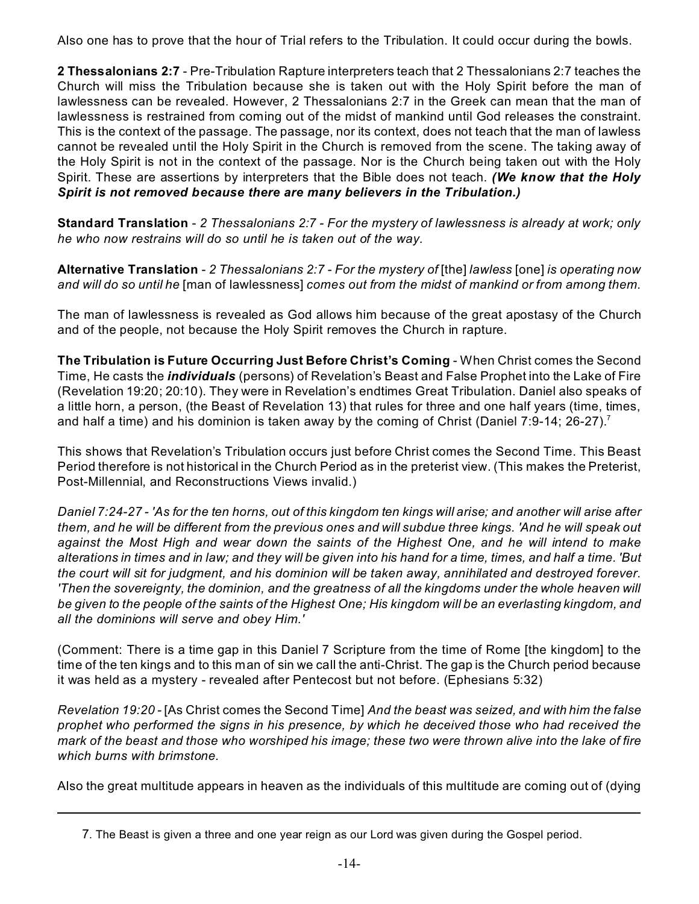Also one has to prove that the hour of Trial refers to the Tribulation. It could occur during the bowls.

**2 Thessalonians 2:7** - Pre-Tribulation Rapture interpreters teach that 2 Thessalonians 2:7 teaches the Church will miss the Tribulation because she is taken out with the Holy Spirit before the man of lawlessness can be revealed. However, 2 Thessalonians 2:7 in the Greek can mean that the man of lawlessness is restrained from coming out of the midst of mankind until God releases the constraint. This is the context of the passage. The passage, nor its context, does not teach that the man of lawless cannot be revealed until the Holy Spirit in the Church is removed from the scene. The taking away of the Holy Spirit is not in the context of the passage. Nor is the Church being taken out with the Holy Spirit. These are assertions by interpreters that the Bible does not teach. ***(We know that the Holy Spirit is not removed because there are many believers in the Tribulation.)***

**Standard Translation** - *2 Thessalonians 2:7 - For the mystery of lawlessness is already at work; only he who now restrains will do so until he is taken out of the way.*

**Alternative Translation** - *2 Thessalonians 2:7 - For the mystery of* [the] *lawless* [one] *is operating now and will do so until he* [man of lawlessness] *comes out from the midst of mankind or from among them.*

The man of lawlessness is revealed as God allows him because of the great apostasy of the Church and of the people, not because the Holy Spirit removes the Church in rapture.

**The Tribulation is Future Occurring Just Before Christ's Coming** - When Christ comes the Second Time, He casts the ***individuals*** (persons) of Revelation's Beast and False Prophet into the Lake of Fire (Revelation 19:20; 20:10). They were in Revelation's endtimes Great Tribulation. Daniel also speaks of a little horn, a person, (the Beast of Revelation 13) that rules for three and one half years (time, times, and half a time) and his dominion is taken away by the coming of Christ (Daniel 7:9-14; 26-27).[7]

This shows that Revelation's Tribulation occurs just before Christ comes the Second Time. This Beast Period therefore is not historical in the Church Period as in the preterist view. (This makes the Preterist, Post-Millennial, and Reconstructions Views invalid.)

*Daniel 7:24-27 - 'As for the ten horns, out of this kingdom ten kings will arise; and another will arise after them, and he will be different from the previous ones and will subdue three kings. 'And he will speak out against the Most High and wear down the saints of the Highest One, and he will intend to make alterations in times and in law; and they will be given into his hand for a time, times, and half a time. 'But the court will sit for judgment, and his dominion will be taken away, annihilated and destroyed forever. 'Then the sovereignty, the dominion, and the greatness of all the kingdoms under the whole heaven will be given to the people of the saints of the Highest One; His kingdom will be an everlasting kingdom, and all the dominions will serve and obey Him.'*

(Comment: There is a time gap in this Daniel 7 Scripture from the time of Rome [the kingdom] to the time of the ten kings and to this man of sin we call the anti-Christ. The gap is the Church period because it was held as a mystery - revealed after Pentecost but not before. (Ephesians 5:32)

*Revelation 19:20* - [As Christ comes the Second Time] *And the beast was seized, and with him the false prophet who performed the signs in his presence, by which he deceived those who had received the mark of the beast and those who worshiped his image; these two were thrown alive into the lake of fire which burns with brimstone.*

Also the great multitude appears in heaven as the individuals of this multitude are coming out of (dying

---

7. The Beast is given a three and one year reign as our Lord was given during the Gospel period.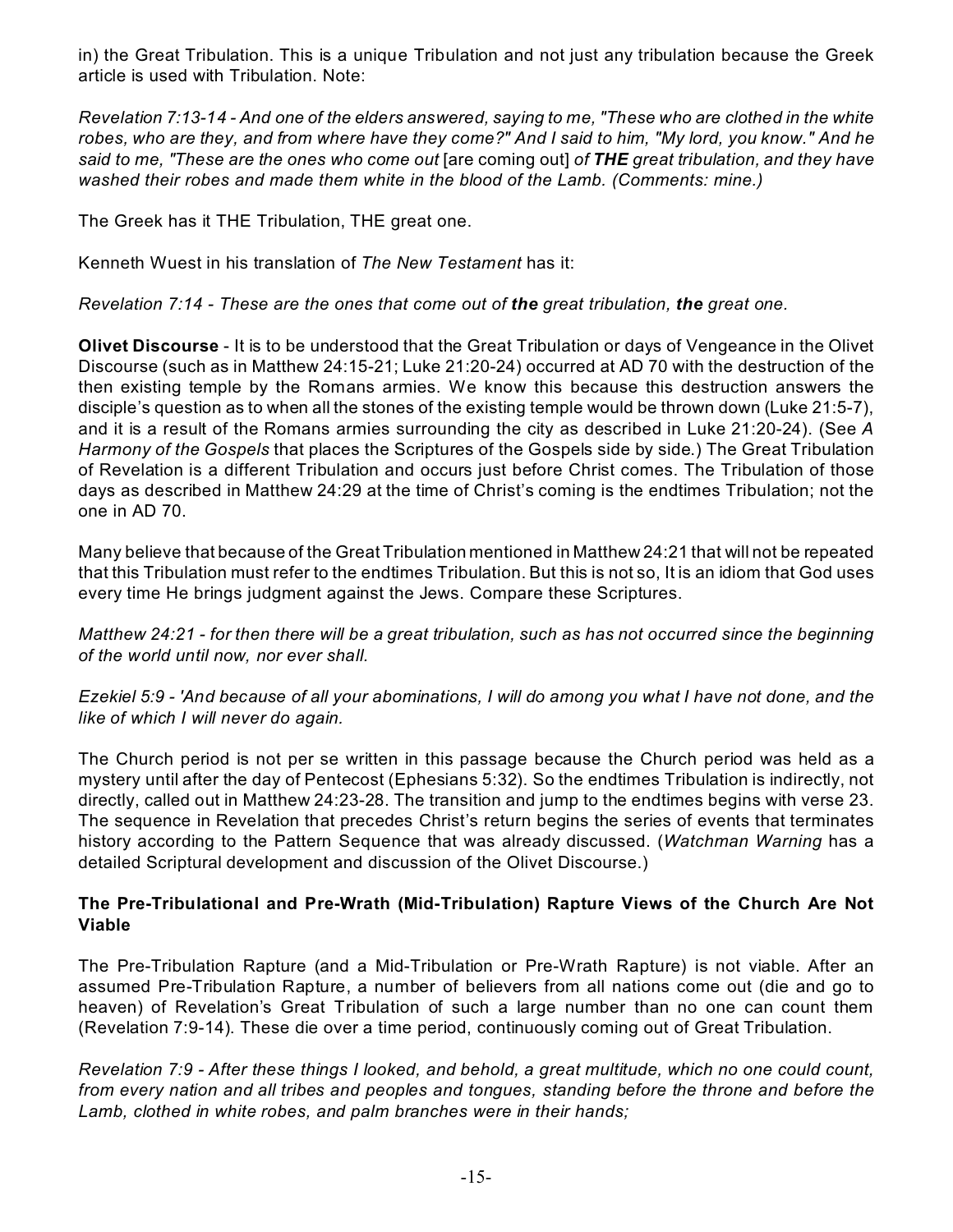in) the Great Tribulation. This is a unique Tribulation and not just any tribulation because the Greek article is used with Tribulation. Note:

*Revelation 7:13-14 - And one of the elders answered, saying to me, "These who are clothed in the white robes, who are they, and from where have they come?" And I said to him, "My lord, you know." And he said to me, "These are the ones who come out* [are coming out] *of **THE** great tribulation, and they have washed their robes and made them white in the blood of the Lamb. (Comments: mine.)*

The Greek has it THE Tribulation, THE great one.

Kenneth Wuest in his translation of *The New Testament* has it:

*Revelation 7:14 - These are the ones that come out of **the** great tribulation, **the** great one.*

**Olivet Discourse** - It is to be understood that the Great Tribulation or days of Vengeance in the Olivet Discourse (such as in Matthew 24:15-21; Luke 21:20-24) occurred at AD 70 with the destruction of the then existing temple by the Romans armies. We know this because this destruction answers the disciple's question as to when all the stones of the existing temple would be thrown down (Luke 21:5-7), and it is a result of the Romans armies surrounding the city as described in Luke 21:20-24). (See *A Harmony of the Gospels* that places the Scriptures of the Gospels side by side.) The Great Tribulation of Revelation is a different Tribulation and occurs just before Christ comes. The Tribulation of those days as described in Matthew 24:29 at the time of Christ's coming is the endtimes Tribulation; not the one in AD 70.

Many believe that because of the Great Tribulation mentioned in Matthew 24:21 that will not be repeated that this Tribulation must refer to the endtimes Tribulation. But this is not so, It is an idiom that God uses every time He brings judgment against the Jews. Compare these Scriptures.

*Matthew 24:21 - for then there will be a great tribulation, such as has not occurred since the beginning of the world until now, nor ever shall.*

*Ezekiel 5:9 - 'And because of all your abominations, I will do among you what I have not done, and the like of which I will never do again.*

The Church period is not per se written in this passage because the Church period was held as a mystery until after the day of Pentecost (Ephesians 5:32). So the endtimes Tribulation is indirectly, not directly, called out in Matthew 24:23-28. The transition and jump to the endtimes begins with verse 23. The sequence in Revelation that precedes Christ's return begins the series of events that terminates history according to the Pattern Sequence that was already discussed. (*Watchman Warning* has a detailed Scriptural development and discussion of the Olivet Discourse.)

### The Pre-Tribulational and Pre-Wrath (Mid-Tribulation) Rapture Views of the Church Are Not Viable

The Pre-Tribulation Rapture (and a Mid-Tribulation or Pre-Wrath Rapture) is not viable. After an assumed Pre-Tribulation Rapture, a number of believers from all nations come out (die and go to heaven) of Revelation's Great Tribulation of such a large number than no one can count them (Revelation 7:9-14). These die over a time period, continuously coming out of Great Tribulation.

*Revelation 7:9 - After these things I looked, and behold, a great multitude, which no one could count, from every nation and all tribes and peoples and tongues, standing before the throne and before the Lamb, clothed in white robes, and palm branches were in their hands;*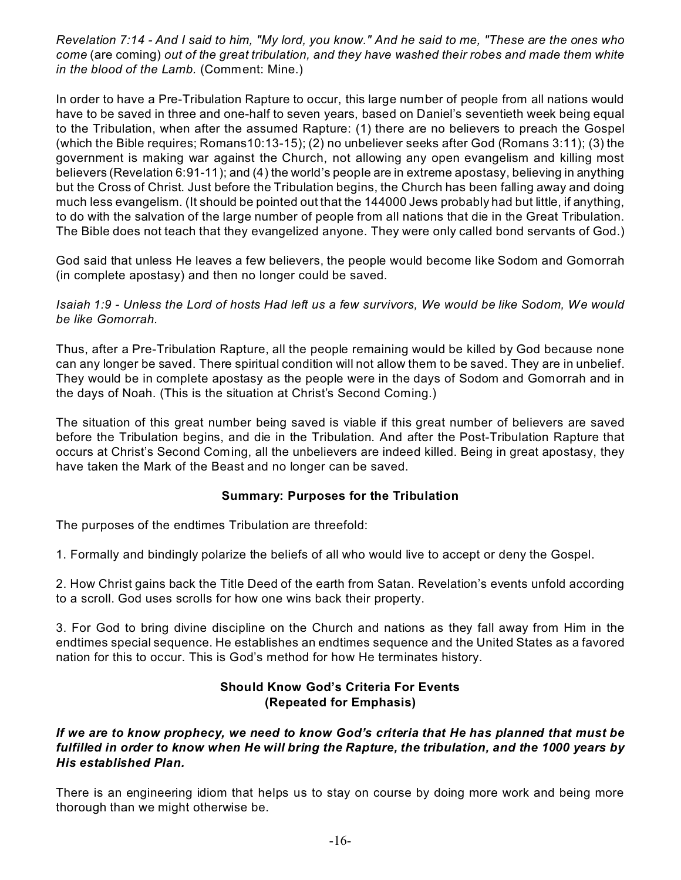*Revelation 7:14 - And I said to him, "My lord, you know." And he said to me, "These are the ones who come* (are coming) *out of the great tribulation, and they have washed their robes and made them white in the blood of the Lamb.* (Comment: Mine.)

In order to have a Pre-Tribulation Rapture to occur, this large number of people from all nations would have to be saved in three and one-half to seven years, based on Daniel's seventieth week being equal to the Tribulation, when after the assumed Rapture: (1) there are no believers to preach the Gospel (which the Bible requires; Romans10:13-15); (2) no unbeliever seeks after God (Romans 3:11); (3) the government is making war against the Church, not allowing any open evangelism and killing most believers (Revelation 6:91-11); and (4) the world's people are in extreme apostasy, believing in anything but the Cross of Christ. Just before the Tribulation begins, the Church has been falling away and doing much less evangelism. (It should be pointed out that the 144000 Jews probably had but little, if anything, to do with the salvation of the large number of people from all nations that die in the Great Tribulation. The Bible does not teach that they evangelized anyone. They were only called bond servants of God.)

God said that unless He leaves a few believers, the people would become like Sodom and Gomorrah (in complete apostasy) and then no longer could be saved.

*Isaiah 1:9 - Unless the Lord of hosts Had left us a few survivors, We would be like Sodom, We would be like Gomorrah.*

Thus, after a Pre-Tribulation Rapture, all the people remaining would be killed by God because none can any longer be saved. There spiritual condition will not allow them to be saved. They are in unbelief. They would be in complete apostasy as the people were in the days of Sodom and Gomorrah and in the days of Noah. (This is the situation at Christ's Second Coming.)

The situation of this great number being saved is viable if this great number of believers are saved before the Tribulation begins, and die in the Tribulation. And after the Post-Tribulation Rapture that occurs at Christ's Second Coming, all the unbelievers are indeed killed. Being in great apostasy, they have taken the Mark of the Beast and no longer can be saved.

### Summary: Purposes for the Tribulation

The purposes of the endtimes Tribulation are threefold:

1. Formally and bindingly polarize the beliefs of all who would live to accept or deny the Gospel.

2. How Christ gains back the Title Deed of the earth from Satan. Revelation's events unfold according to a scroll. God uses scrolls for how one wins back their property.

3. For God to bring divine discipline on the Church and nations as they fall away from Him in the endtimes special sequence. He establishes an endtimes sequence and the United States as a favored nation for this to occur. This is God's method for how He terminates history.

### Should Know God's Criteria For Events (Repeated for Emphasis)

***If we are to know prophecy, we need to know God's criteria that He has planned that must be fulfilled in order to know when He will bring the Rapture, the tribulation, and the 1000 years by His established Plan.***

There is an engineering idiom that helps us to stay on course by doing more work and being more thorough than we might otherwise be.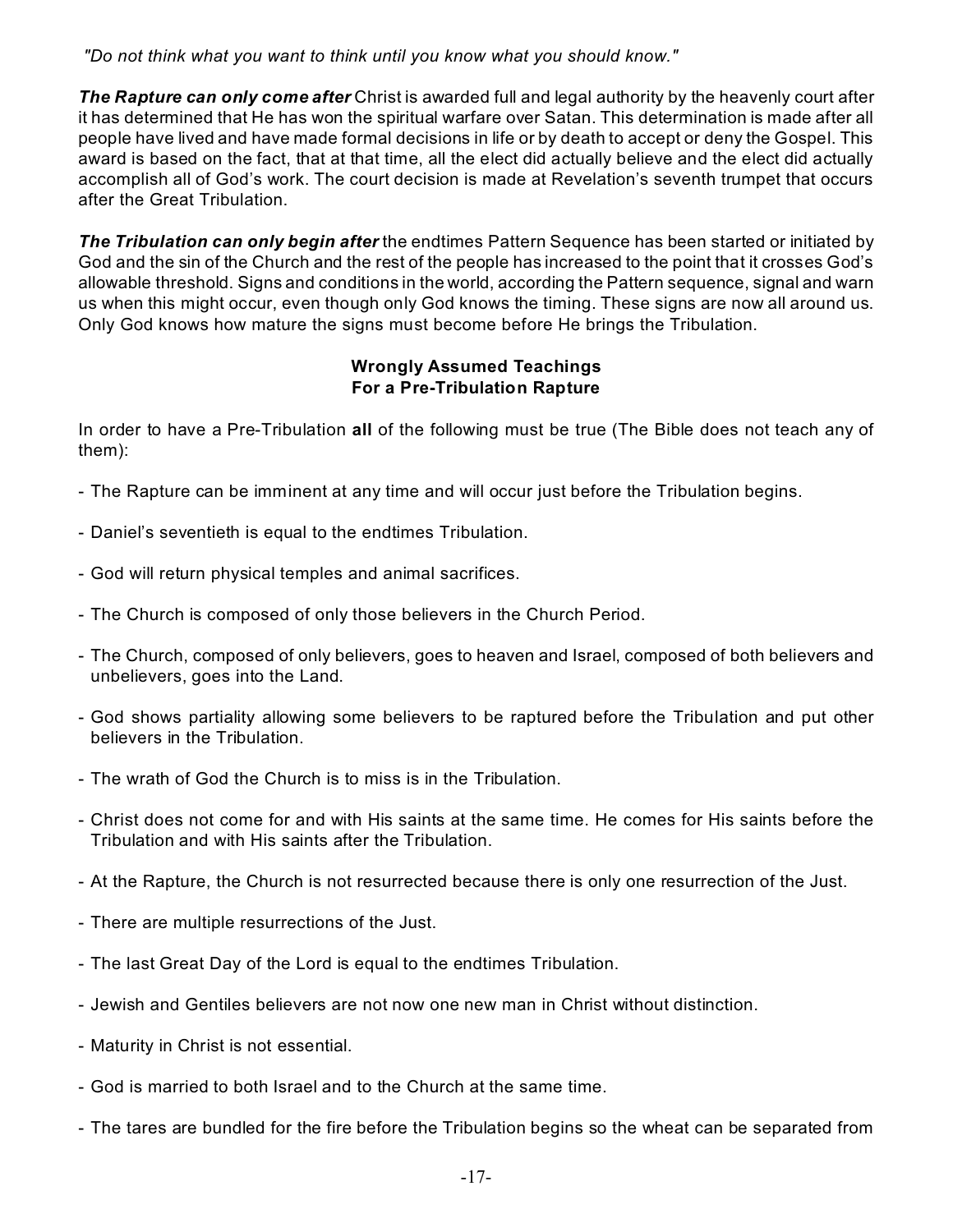*"Do not think what you want to think until you know what you should know."*

***The Rapture can only come after*** Christ is awarded full and legal authority by the heavenly court after it has determined that He has won the spiritual warfare over Satan. This determination is made after all people have lived and have made formal decisions in life or by death to accept or deny the Gospel. This award is based on the fact, that at that time, all the elect did actually believe and the elect did actually accomplish all of God's work. The court decision is made at Revelation's seventh trumpet that occurs after the Great Tribulation.

***The Tribulation can only begin after*** the endtimes Pattern Sequence has been started or initiated by God and the sin of the Church and the rest of the people has increased to the point that it crosses God's allowable threshold. Signs and conditions in the world, according the Pattern sequence, signal and warn us when this might occur, even though only God knows the timing. These signs are now all around us. Only God knows how mature the signs must become before He brings the Tribulation.

**Wrongly Assumed Teachings**
**For a Pre-Tribulation Rapture**

In order to have a Pre-Tribulation **all** of the following must be true (The Bible does not teach any of them):

- The Rapture can be imminent at any time and will occur just before the Tribulation begins.
- Daniel's seventieth is equal to the endtimes Tribulation.
- God will return physical temples and animal sacrifices.
- The Church is composed of only those believers in the Church Period.
- The Church, composed of only believers, goes to heaven and Israel, composed of both believers and unbelievers, goes into the Land.
- God shows partiality allowing some believers to be raptured before the Tribulation and put other believers in the Tribulation.
- The wrath of God the Church is to miss is in the Tribulation.
- Christ does not come for and with His saints at the same time. He comes for His saints before the Tribulation and with His saints after the Tribulation.
- At the Rapture, the Church is not resurrected because there is only one resurrection of the Just.
- There are multiple resurrections of the Just.
- The last Great Day of the Lord is equal to the endtimes Tribulation.
- Jewish and Gentiles believers are not now one new man in Christ without distinction.
- Maturity in Christ is not essential.
- God is married to both Israel and to the Church at the same time.
- The tares are bundled for the fire before the Tribulation begins so the wheat can be separated from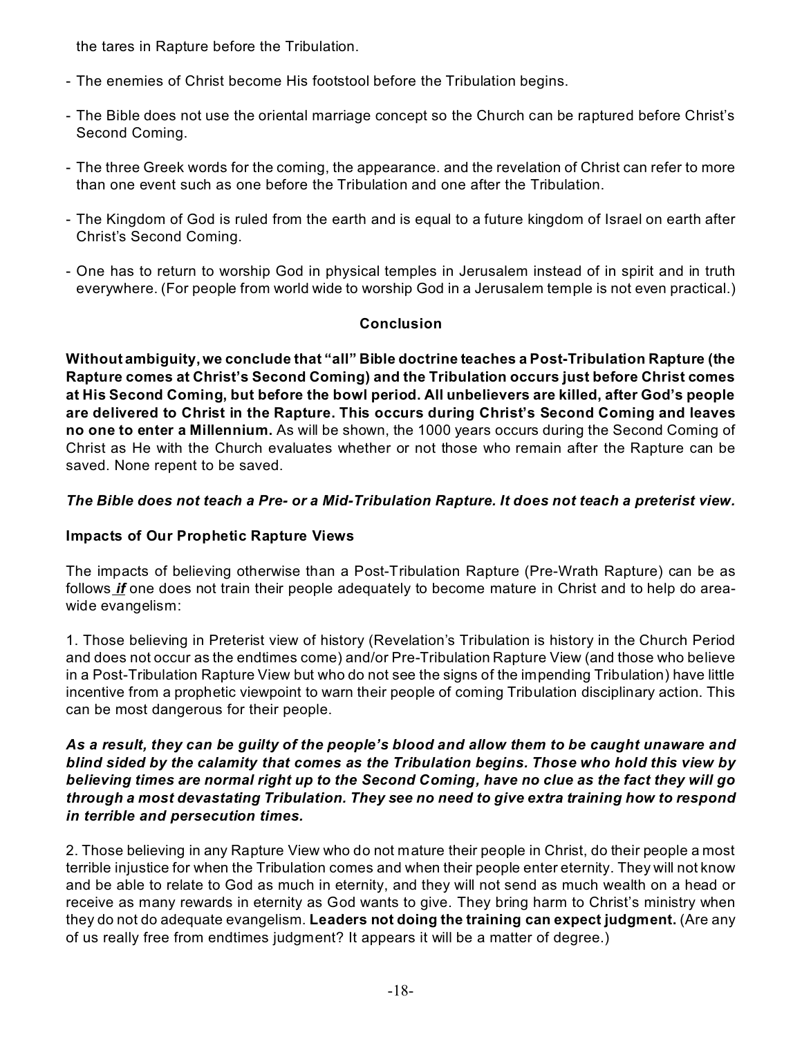the tares in Rapture before the Tribulation.

- The enemies of Christ become His footstool before the Tribulation begins.

- The Bible does not use the oriental marriage concept so the Church can be raptured before Christ's Second Coming.

- The three Greek words for the coming, the appearance. and the revelation of Christ can refer to more than one event such as one before the Tribulation and one after the Tribulation.

- The Kingdom of God is ruled from the earth and is equal to a future kingdom of Israel on earth after Christ's Second Coming.

- One has to return to worship God in physical temples in Jerusalem instead of in spirit and in truth everywhere. (For people from world wide to worship God in a Jerusalem temple is not even practical.)

## Conclusion

**Without ambiguity, we conclude that "all" Bible doctrine teaches a Post-Tribulation Rapture (the Rapture comes at Christ's Second Coming) and the Tribulation occurs just before Christ comes at His Second Coming, but before the bowl period. All unbelievers are killed, after God's people are delivered to Christ in the Rapture. This occurs during Christ's Second Coming and leaves no one to enter a Millennium.** As will be shown, the 1000 years occurs during the Second Coming of Christ as He with the Church evaluates whether or not those who remain after the Rapture can be saved. None repent to be saved.

***The Bible does not teach a Pre- or a Mid-Tribulation Rapture. It does not teach a preterist view.***

### Impacts of Our Prophetic Rapture Views

The impacts of believing otherwise than a Post-Tribulation Rapture (Pre-Wrath Rapture) can be as follows ***if*** one does not train their people adequately to become mature in Christ and to help do area-wide evangelism:

1. Those believing in Preterist view of history (Revelation's Tribulation is history in the Church Period and does not occur as the endtimes come) and/or Pre-Tribulation Rapture View (and those who believe in a Post-Tribulation Rapture View but who do not see the signs of the impending Tribulation) have little incentive from a prophetic viewpoint to warn their people of coming Tribulation disciplinary action. This can be most dangerous for their people.

***As a result, they can be guilty of the people's blood and allow them to be caught unaware and blind sided by the calamity that comes as the Tribulation begins. Those who hold this view by believing times are normal right up to the Second Coming, have no clue as the fact they will go through a most devastating Tribulation. They see no need to give extra training how to respond in terrible and persecution times.***

2. Those believing in any Rapture View who do not mature their people in Christ, do their people a most terrible injustice for when the Tribulation comes and when their people enter eternity. They will not know and be able to relate to God as much in eternity, and they will not send as much wealth on a head or receive as many rewards in eternity as God wants to give. They bring harm to Christ's ministry when they do not do adequate evangelism. **Leaders not doing the training can expect judgment.** (Are any of us really free from endtimes judgment? It appears it will be a matter of degree.)